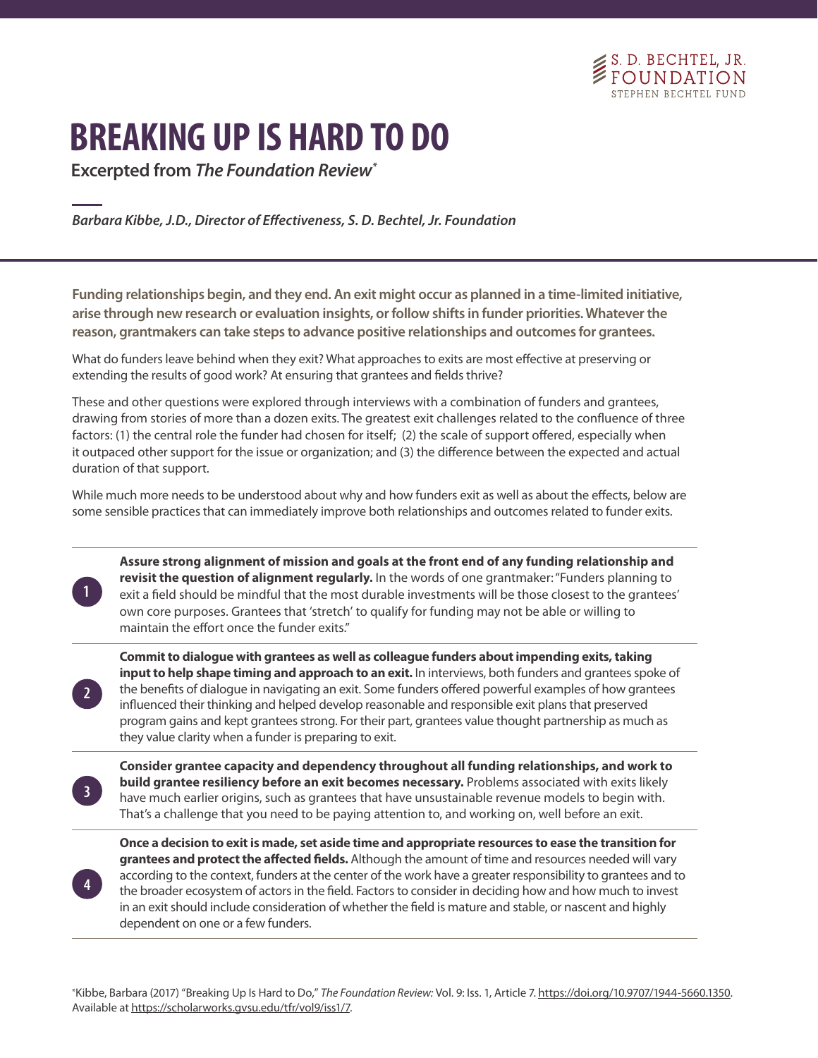S. D. BECHTEL, JR. FOUNDATION
STEPHEN BECHTEL FUND

# BREAKING UP IS HARD TO DO

**Excerpted from *The Foundation Review*\***

*Barbara Kibbe, J.D., Director of Effectiveness, S. D. Bechtel, Jr. Foundation*

**Funding relationships begin, and they end. An exit might occur as planned in a time-limited initiative, arise through new research or evaluation insights, or follow shifts in funder priorities. Whatever the reason, grantmakers can take steps to advance positive relationships and outcomes for grantees.**

What do funders leave behind when they exit? What approaches to exits are most effective at preserving or extending the results of good work? At ensuring that grantees and fields thrive?

These and other questions were explored through interviews with a combination of funders and grantees, drawing from stories of more than a dozen exits. The greatest exit challenges related to the confluence of three factors: (1) the central role the funder had chosen for itself; (2) the scale of support offered, especially when it outpaced other support for the issue or organization; and (3) the difference between the expected and actual duration of that support.

While much more needs to be understood about why and how funders exit as well as about the effects, below are some sensible practices that can immediately improve both relationships and outcomes related to funder exits.

1. **Assure strong alignment of mission and goals at the front end of any funding relationship and revisit the question of alignment regularly.** In the words of one grantmaker: "Funders planning to exit a field should be mindful that the most durable investments will be those closest to the grantees' own core purposes. Grantees that 'stretch' to qualify for funding may not be able or willing to maintain the effort once the funder exits."

2. **Commit to dialogue with grantees as well as colleague funders about impending exits, taking input to help shape timing and approach to an exit.** In interviews, both funders and grantees spoke of the benefits of dialogue in navigating an exit. Some funders offered powerful examples of how grantees influenced their thinking and helped develop reasonable and responsible exit plans that preserved program gains and kept grantees strong. For their part, grantees value thought partnership as much as they value clarity when a funder is preparing to exit.

3. **Consider grantee capacity and dependency throughout all funding relationships, and work to build grantee resiliency before an exit becomes necessary.** Problems associated with exits likely have much earlier origins, such as grantees that have unsustainable revenue models to begin with. That's a challenge that you need to be paying attention to, and working on, well before an exit.

4. **Once a decision to exit is made, set aside time and appropriate resources to ease the transition for grantees and protect the affected fields.** Although the amount of time and resources needed will vary according to the context, funders at the center of the work have a greater responsibility to grantees and to the broader ecosystem of actors in the field. Factors to consider in deciding how and how much to invest in an exit should include consideration of whether the field is mature and stable, or nascent and highly dependent on one or a few funders.

\*Kibbe, Barbara (2017) "Breaking Up Is Hard to Do," *The Foundation Review:* Vol. 9: Iss. 1, Article 7. https://doi.org/10.9707/1944-5660.1350. Available at https://scholarworks.gvsu.edu/tfr/vol9/iss1/7.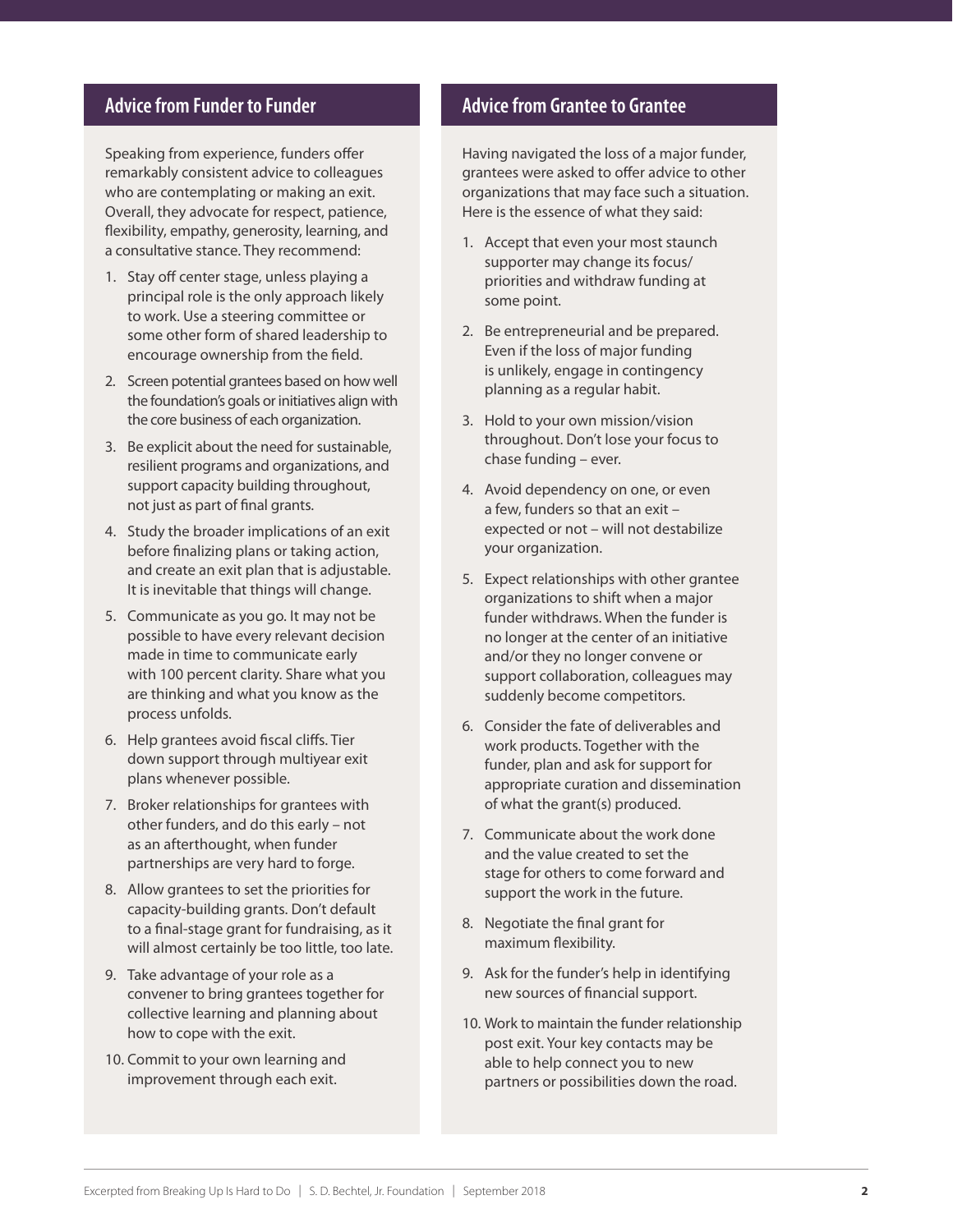## Advice from Funder to Funder

Speaking from experience, funders offer remarkably consistent advice to colleagues who are contemplating or making an exit. Overall, they advocate for respect, patience, flexibility, empathy, generosity, learning, and a consultative stance. They recommend:

1. Stay off center stage, unless playing a principal role is the only approach likely to work. Use a steering committee or some other form of shared leadership to encourage ownership from the field.
2. Screen potential grantees based on how well the foundation's goals or initiatives align with the core business of each organization.
3. Be explicit about the need for sustainable, resilient programs and organizations, and support capacity building throughout, not just as part of final grants.
4. Study the broader implications of an exit before finalizing plans or taking action, and create an exit plan that is adjustable. It is inevitable that things will change.
5. Communicate as you go. It may not be possible to have every relevant decision made in time to communicate early with 100 percent clarity. Share what you are thinking and what you know as the process unfolds.
6. Help grantees avoid fiscal cliffs. Tier down support through multiyear exit plans whenever possible.
7. Broker relationships for grantees with other funders, and do this early – not as an afterthought, when funder partnerships are very hard to forge.
8. Allow grantees to set the priorities for capacity-building grants. Don't default to a final-stage grant for fundraising, as it will almost certainly be too little, too late.
9. Take advantage of your role as a convener to bring grantees together for collective learning and planning about how to cope with the exit.
10. Commit to your own learning and improvement through each exit.

## Advice from Grantee to Grantee

Having navigated the loss of a major funder, grantees were asked to offer advice to other organizations that may face such a situation. Here is the essence of what they said:

1. Accept that even your most staunch supporter may change its focus/priorities and withdraw funding at some point.
2. Be entrepreneurial and be prepared. Even if the loss of major funding is unlikely, engage in contingency planning as a regular habit.
3. Hold to your own mission/vision throughout. Don't lose your focus to chase funding – ever.
4. Avoid dependency on one, or even a few, funders so that an exit – expected or not – will not destabilize your organization.
5. Expect relationships with other grantee organizations to shift when a major funder withdraws. When the funder is no longer at the center of an initiative and/or they no longer convene or support collaboration, colleagues may suddenly become competitors.
6. Consider the fate of deliverables and work products. Together with the funder, plan and ask for support for appropriate curation and dissemination of what the grant(s) produced.
7. Communicate about the work done and the value created to set the stage for others to come forward and support the work in the future.
8. Negotiate the final grant for maximum flexibility.
9. Ask for the funder's help in identifying new sources of financial support.
10. Work to maintain the funder relationship post exit. Your key contacts may be able to help connect you to new partners or possibilities down the road.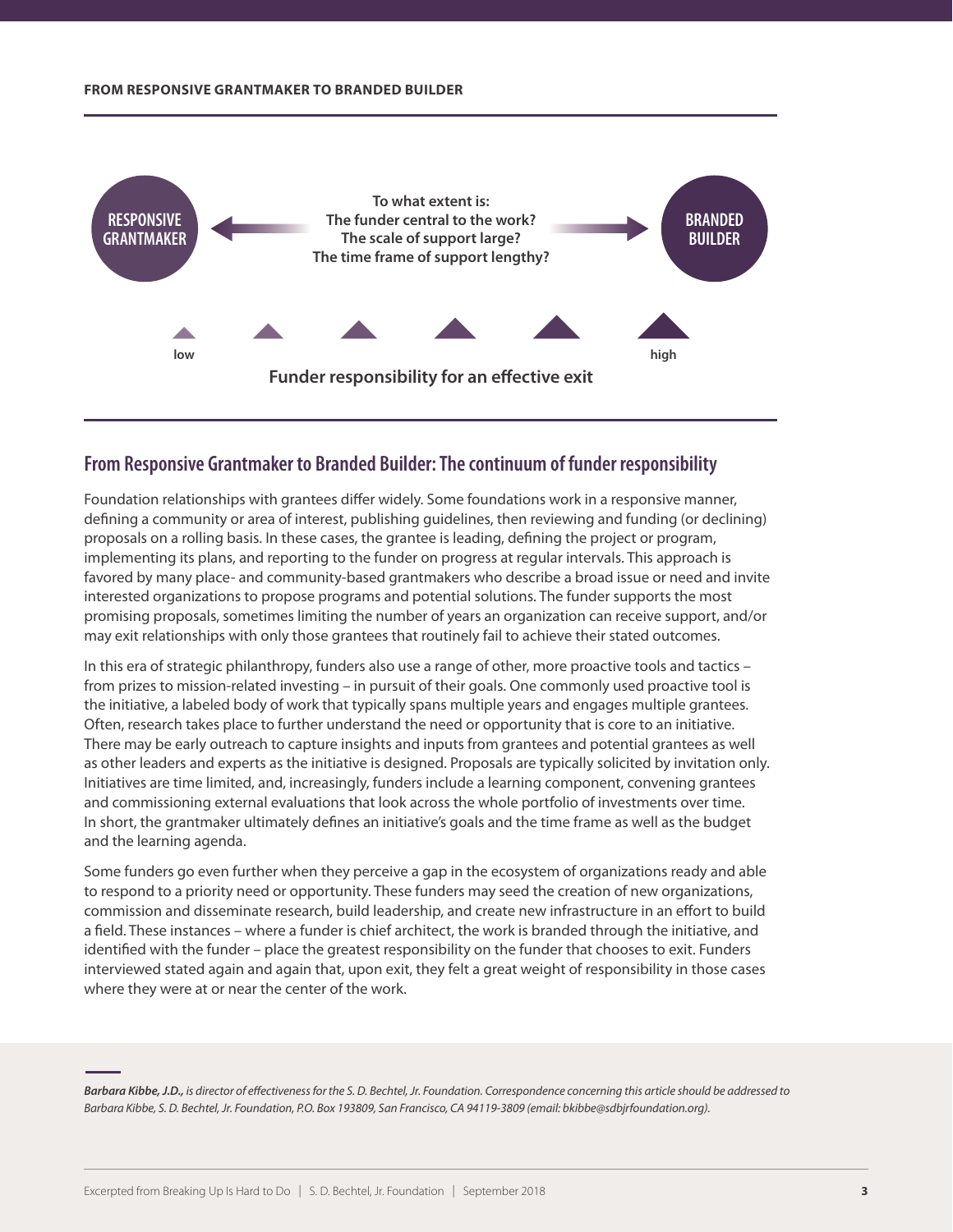RESPONSIVE GRANTMAKER

To what extent is:
The funder central to the work?
The scale of support large?
The time frame of support lengthy?

BRANDED BUILDER

low

high

Funder responsibility for an effective exit

## From Responsive Grantmaker to Branded Builder: The continuum of funder responsibility

Foundation relationships with grantees differ widely. Some foundations work in a responsive manner, defining a community or area of interest, publishing guidelines, then reviewing and funding (or declining) proposals on a rolling basis. In these cases, the grantee is leading, defining the project or program, implementing its plans, and reporting to the funder on progress at regular intervals. This approach is favored by many place- and community-based grantmakers who describe a broad issue or need and invite interested organizations to propose programs and potential solutions. The funder supports the most promising proposals, sometimes limiting the number of years an organization can receive support, and/or may exit relationships with only those grantees that routinely fail to achieve their stated outcomes.

In this era of strategic philanthropy, funders also use a range of other, more proactive tools and tactics – from prizes to mission-related investing – in pursuit of their goals. One commonly used proactive tool is the initiative, a labeled body of work that typically spans multiple years and engages multiple grantees. Often, research takes place to further understand the need or opportunity that is core to an initiative. There may be early outreach to capture insights and inputs from grantees and potential grantees as well as other leaders and experts as the initiative is designed. Proposals are typically solicited by invitation only. Initiatives are time limited, and, increasingly, funders include a learning component, convening grantees and commissioning external evaluations that look across the whole portfolio of investments over time. In short, the grantmaker ultimately defines an initiative's goals and the time frame as well as the budget and the learning agenda.

Some funders go even further when they perceive a gap in the ecosystem of organizations ready and able to respond to a priority need or opportunity. These funders may seed the creation of new organizations, commission and disseminate research, build leadership, and create new infrastructure in an effort to build a field. These instances – where a funder is chief architect, the work is branded through the initiative, and identified with the funder – place the greatest responsibility on the funder that chooses to exit. Funders interviewed stated again and again that, upon exit, they felt a great weight of responsibility in those cases where they were at or near the center of the work.

***Barbara Kibbe, J.D.,*** *is director of effectiveness for the S. D. Bechtel, Jr. Foundation. Correspondence concerning this article should be addressed to Barbara Kibbe, S. D. Bechtel, Jr. Foundation, P.O. Box 193809, San Francisco, CA 94119-3809 (email: bkibbe@sdbjrfoundation.org).*